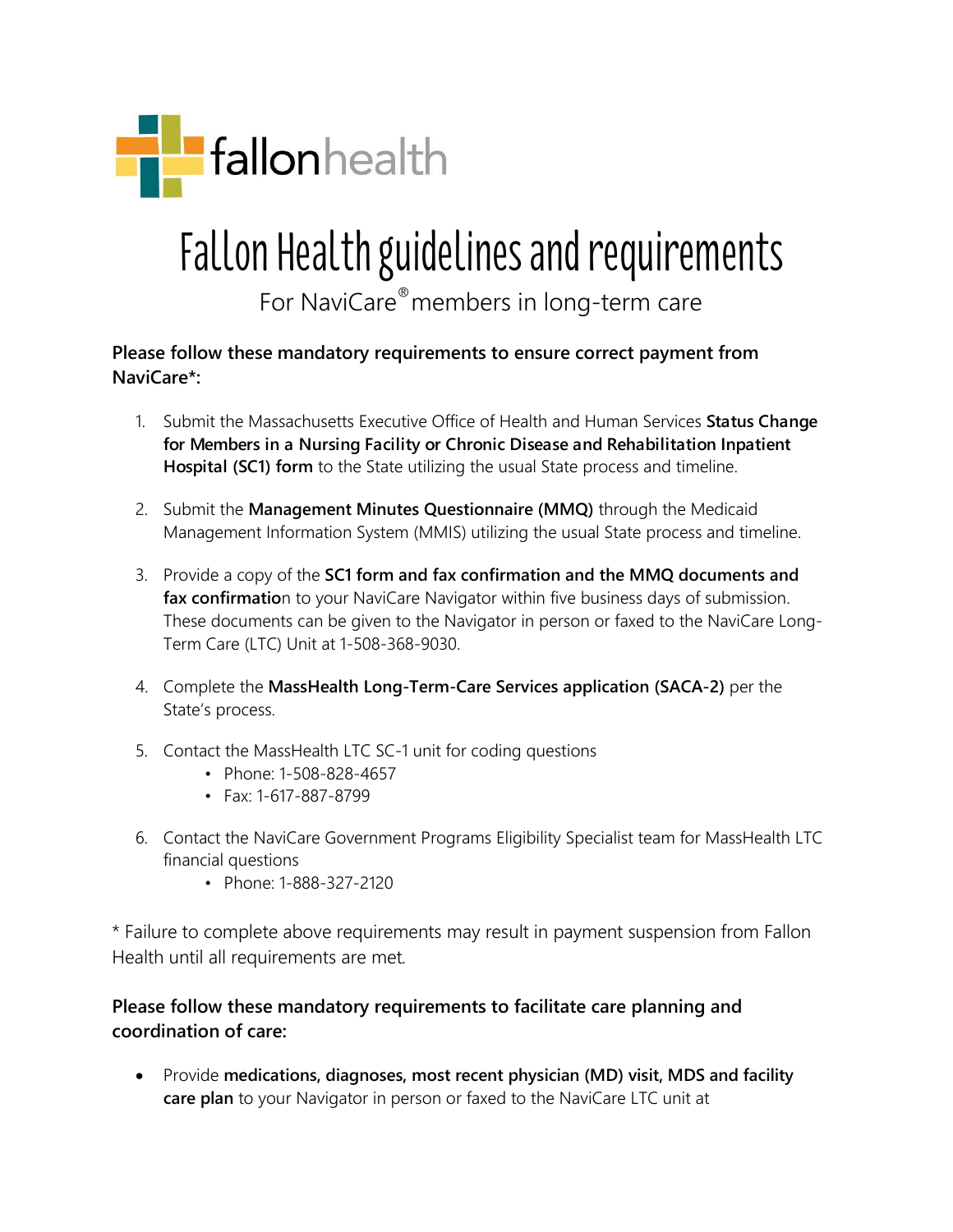fallonhealth

# Fallon Health guidelines and requirements

For NaviCare® members in long-term care

**Please follow these mandatory requirements to ensure correct payment from NaviCare*:**

1. Submit the Massachusetts Executive Office of Health and Human Services **Status Change for Members in a Nursing Facility or Chronic Disease and Rehabilitation Inpatient Hospital (SC1) form** to the State utilizing the usual State process and timeline.
2. Submit the **Management Minutes Questionnaire (MMQ)** through the Medicaid Management Information System (MMIS) utilizing the usual State process and timeline.
3. Provide a copy of the **SC1 form and fax confirmation and the MMQ documents and fax confirmatio**n to your NaviCare Navigator within five business days of submission. These documents can be given to the Navigator in person or faxed to the NaviCare Long-Term Care (LTC) Unit at 1-508-368-9030.
4. Complete the **MassHealth Long-Term-Care Services application (SACA-2)** per the State's process.
5. Contact the MassHealth LTC SC-1 unit for coding questions
   - Phone: 1-508-828-4657
   - Fax: 1-617-887-8799
6. Contact the NaviCare Government Programs Eligibility Specialist team for MassHealth LTC financial questions
   - Phone: 1-888-327-2120

* Failure to complete above requirements may result in payment suspension from Fallon Health until all requirements are met.

**Please follow these mandatory requirements to facilitate care planning and coordination of care:**

- Provide **medications, diagnoses, most recent physician (MD) visit, MDS and facility care plan** to your Navigator in person or faxed to the NaviCare LTC unit at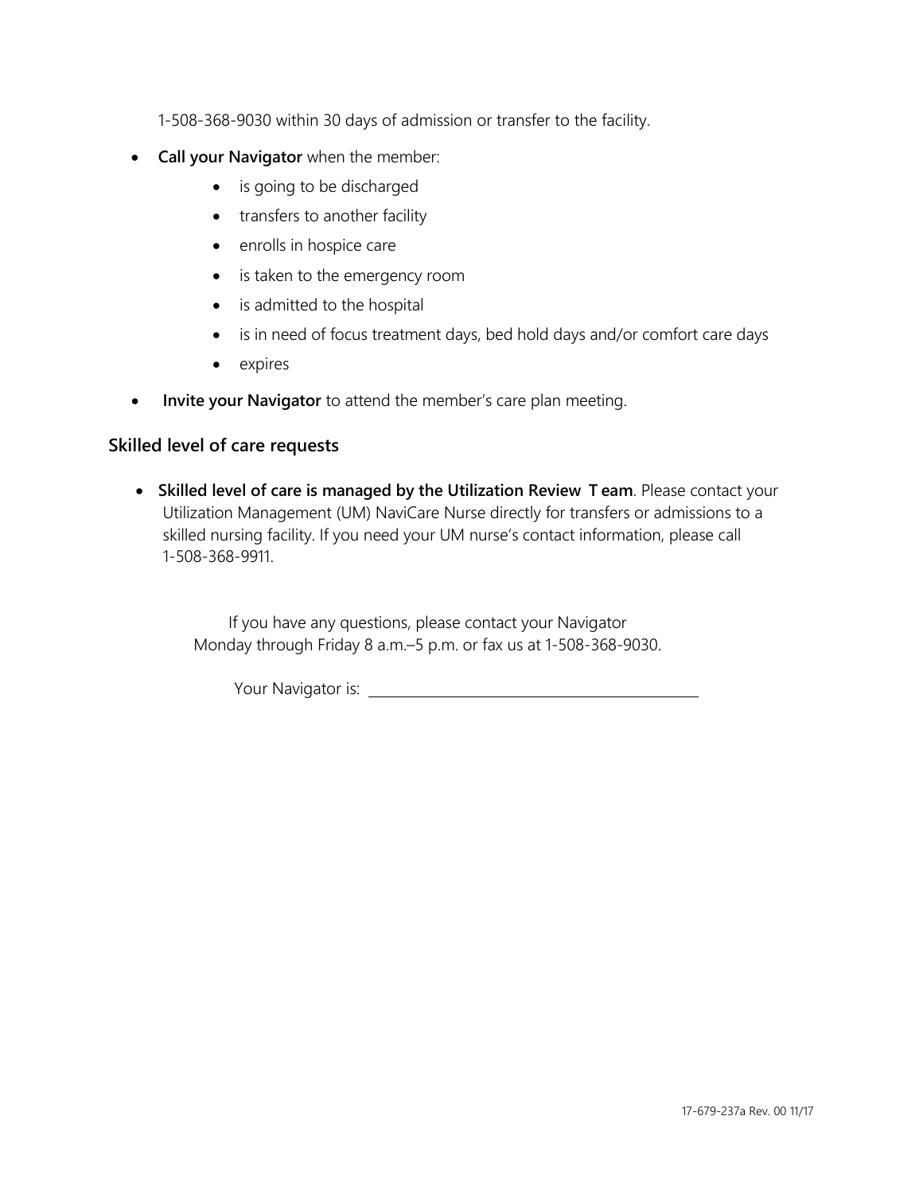1-508-368-9030 within 30 days of admission or transfer to the facility.

- **Call your Navigator** when the member:
  - is going to be discharged
  - transfers to another facility
  - enrolls in hospice care
  - is taken to the emergency room
  - is admitted to the hospital
  - is in need of focus treatment days, bed hold days and/or comfort care days
  - expires
- **Invite your Navigator** to attend the member's care plan meeting.

## Skilled level of care requests

- **Skilled level of care is managed by the Utilization Review Team**. Please contact your Utilization Management (UM) NaviCare Nurse directly for transfers or admissions to a skilled nursing facility. If you need your UM nurse's contact information, please call 1-508-368-9911.

If you have any questions, please contact your Navigator Monday through Friday 8 a.m.–5 p.m. or fax us at 1-508-368-9030.

Your Navigator is: ______________________________

17-679-237a Rev. 00 11/17